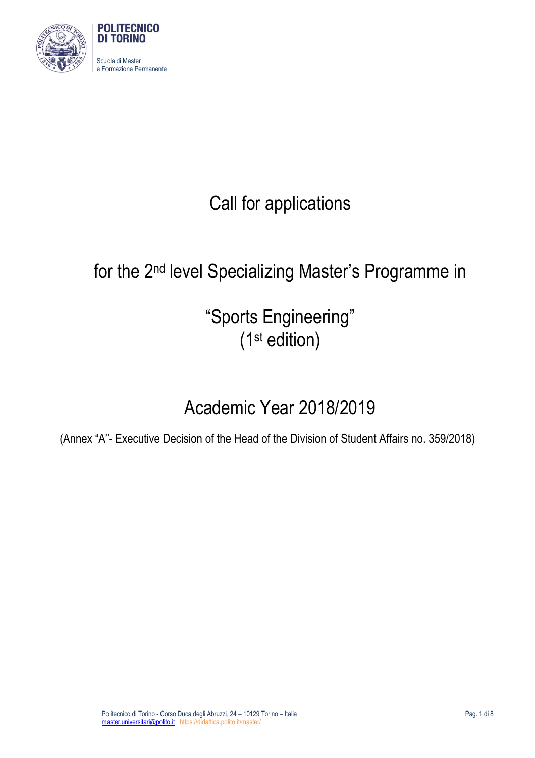POLITECNICO DI TORINO

Scuola di Master e Formazione Permanente

# Call for applications

## for the 2nd level Specializing Master's Programme in

## "Sports Engineering"
## (1st edition)

## Academic Year 2018/2019

(Annex "A"- Executive Decision of the Head of the Division of Student Affairs no. 359/2018)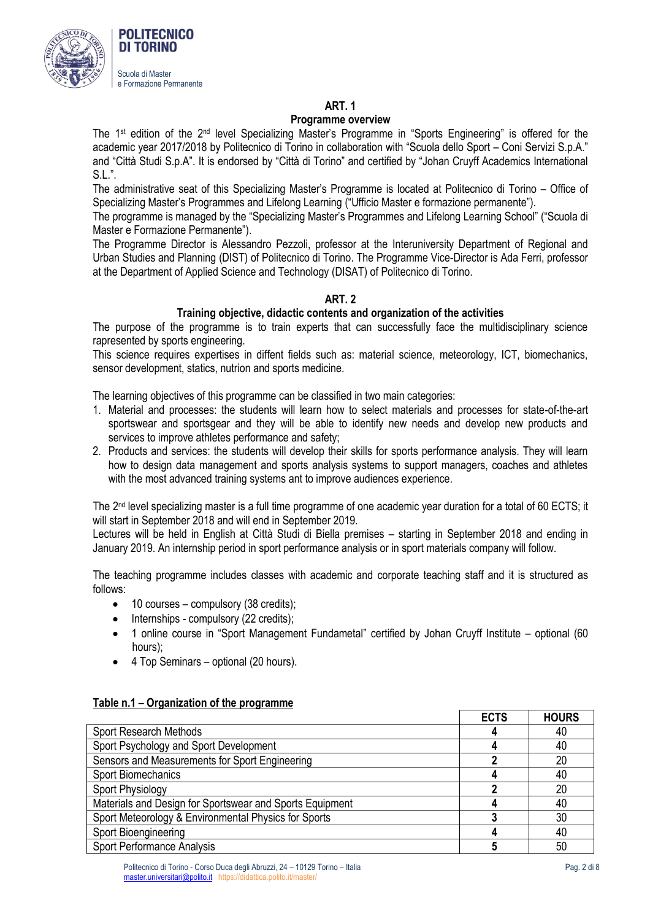## ART. 1

### Programme overview

The 1st edition of the 2nd level Specializing Master's Programme in "Sports Engineering" is offered for the academic year 2017/2018 by Politecnico di Torino in collaboration with "Scuola dello Sport – Coni Servizi S.p.A." and "Città Studi S.p.A". It is endorsed by "Città di Torino" and certified by "Johan Cruyff Academics International S.L.".

The administrative seat of this Specializing Master's Programme is located at Politecnico di Torino – Office of Specializing Master's Programmes and Lifelong Learning ("Ufficio Master e formazione permanente").

The programme is managed by the "Specializing Master's Programmes and Lifelong Learning School" ("Scuola di Master e Formazione Permanente").

The Programme Director is Alessandro Pezzoli, professor at the Interuniversity Department of Regional and Urban Studies and Planning (DIST) of Politecnico di Torino. The Programme Vice-Director is Ada Ferri, professor at the Department of Applied Science and Technology (DISAT) of Politecnico di Torino.

## ART. 2

### Training objective, didactic contents and organization of the activities

The purpose of the programme is to train experts that can successfully face the multidisciplinary science rapresented by sports engineering.

This science requires expertises in diffent fields such as: material science, meteorology, ICT, biomechanics, sensor development, statics, nutrion and sports medicine.

The learning objectives of this programme can be classified in two main categories:

1. Material and processes: the students will learn how to select materials and processes for state-of-the-art sportswear and sportsgear and they will be able to identify new needs and develop new products and services to improve athletes performance and safety;
2. Products and services: the students will develop their skills for sports performance analysis. They will learn how to design data management and sports analysis systems to support managers, coaches and athletes with the most advanced training systems ant to improve audiences experience.

The 2nd level specializing master is a full time programme of one academic year duration for a total of 60 ECTS; it will start in September 2018 and will end in September 2019.

Lectures will be held in English at Città Studi di Biella premises – starting in September 2018 and ending in January 2019. An internship period in sport performance analysis or in sport materials company will follow.

The teaching programme includes classes with academic and corporate teaching staff and it is structured as follows:

- 10 courses – compulsory (38 credits);
- Internships - compulsory (22 credits);
- 1 online course in "Sport Management Fundametal" certified by Johan Cruyff Institute – optional (60 hours);
- 4 Top Seminars – optional (20 hours).

**Table n.1 – Organization of the programme**

| | ECTS | HOURS |
|---|---|---|
| Sport Research Methods | **4** | 40 |
| Sport Psychology and Sport Development | **4** | 40 |
| Sensors and Measurements for Sport Engineering | **2** | 20 |
| Sport Biomechanics | **4** | 40 |
| Sport Physiology | **2** | 20 |
| Materials and Design for Sportswear and Sports Equipment | **4** | 40 |
| Sport Meteorology & Environmental Physics for Sports | **3** | 30 |
| Sport Bioengineering | **4** | 40 |
| Sport Performance Analysis | **5** | 50 |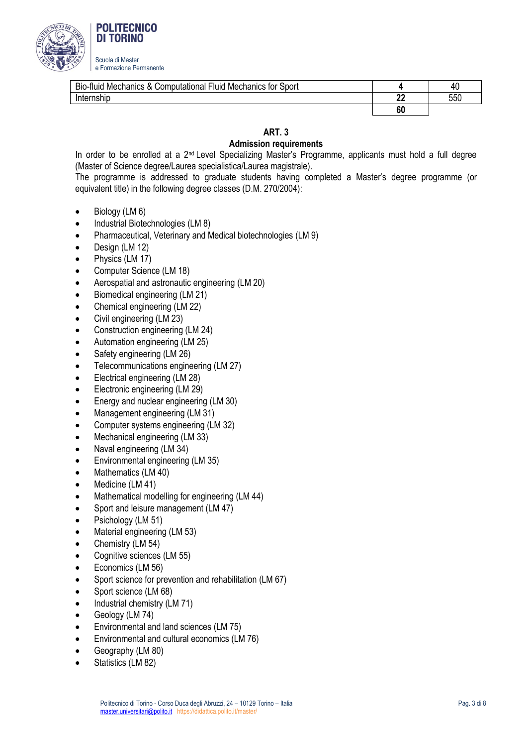| | | |
|---|---|---|
| Bio-fluid Mechanics & Computational Fluid Mechanics for Sport | **4** | 40 |
| Internship | **22** | 550 |
| | **60** | |

### ART. 3
### Admission requirements

In order to be enrolled at a 2nd Level Specializing Master's Programme, applicants must hold a full degree (Master of Science degree/Laurea specialistica/Laurea magistrale).

The programme is addressed to graduate students having completed a Master's degree programme (or equivalent title) in the following degree classes (D.M. 270/2004):

- Biology (LM 6)
- Industrial Biotechnologies (LM 8)
- Pharmaceutical, Veterinary and Medical biotechnologies (LM 9)
- Design (LM 12)
- Physics (LM 17)
- Computer Science (LM 18)
- Aerospatial and astronautic engineering (LM 20)
- Biomedical engineering (LM 21)
- Chemical engineering (LM 22)
- Civil engineering (LM 23)
- Construction engineering (LM 24)
- Automation engineering (LM 25)
- Safety engineering (LM 26)
- Telecommunications engineering (LM 27)
- Electrical engineering (LM 28)
- Electronic engineering (LM 29)
- Energy and nuclear engineering (LM 30)
- Management engineering (LM 31)
- Computer systems engineering (LM 32)
- Mechanical engineering (LM 33)
- Naval engineering (LM 34)
- Environmental engineering (LM 35)
- Mathematics (LM 40)
- Medicine (LM 41)
- Mathematical modelling for engineering (LM 44)
- Sport and leisure management (LM 47)
- Psichology (LM 51)
- Material engineering (LM 53)
- Chemistry (LM 54)
- Cognitive sciences (LM 55)
- Economics (LM 56)
- Sport science for prevention and rehabilitation (LM 67)
- Sport science (LM 68)
- Industrial chemistry (LM 71)
- Geology (LM 74)
- Environmental and land sciences (LM 75)
- Environmental and cultural economics (LM 76)
- Geography (LM 80)
- Statistics (LM 82)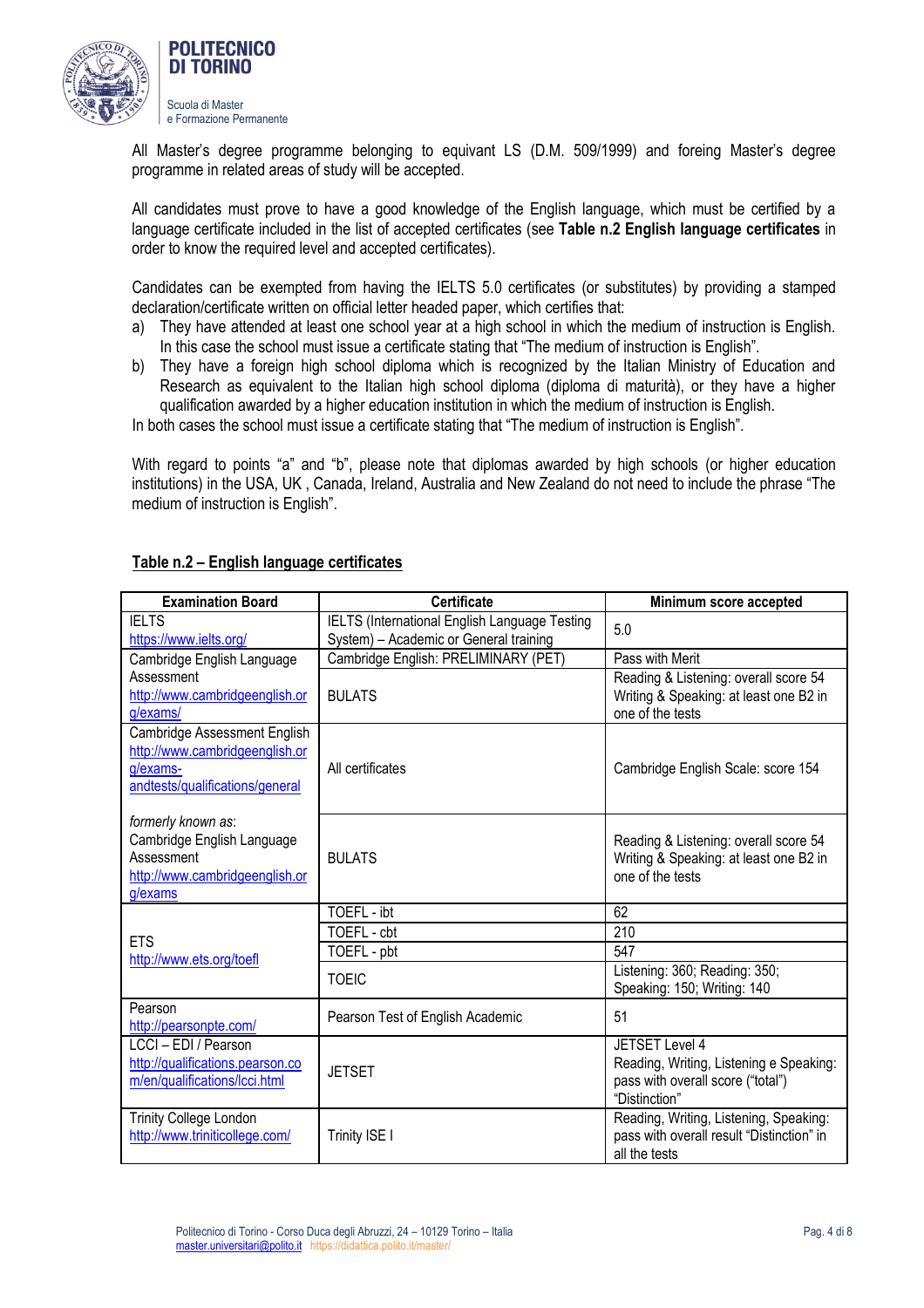All Master's degree programme belonging to equivant LS (D.M. 509/1999) and foreing Master's degree programme in related areas of study will be accepted.

All candidates must prove to have a good knowledge of the English language, which must be certified by a language certificate included in the list of accepted certificates (see **Table n.2 English language certificates** in order to know the required level and accepted certificates).

Candidates can be exempted from having the IELTS 5.0 certificates (or substitutes) by providing a stamped declaration/certificate written on official letter headed paper, which certifies that:

a) They have attended at least one school year at a high school in which the medium of instruction is English. In this case the school must issue a certificate stating that "The medium of instruction is English".
b) They have a foreign high school diploma which is recognized by the Italian Ministry of Education and Research as equivalent to the Italian high school diploma (diploma di maturità), or they have a higher qualification awarded by a higher education institution in which the medium of instruction is English.

In both cases the school must issue a certificate stating that "The medium of instruction is English".

With regard to points "a" and "b", please note that diplomas awarded by high schools (or higher education institutions) in the USA, UK , Canada, Ireland, Australia and New Zealand do not need to include the phrase "The medium of instruction is English".

**<u>Table n.2 – English language certificates</u>**

| Examination Board | Certificate | Minimum score accepted |
|---|---|---|
| IELTS https://www.ielts.org/ | IELTS (International English Language Testing System) – Academic or General training | 5.0 |
| Cambridge English Language Assessment http://www.cambridgeenglish.org/exams/ | Cambridge English: PRELIMINARY (PET) | Pass with Merit |
| | BULATS | Reading & Listening: overall score 54 Writing & Speaking: at least one B2 in one of the tests |
| Cambridge Assessment English http://www.cambridgeenglish.org/exams-andtests/qualifications/general | All certificates | Cambridge English Scale: score 154 |
| *formerly known as*: Cambridge English Language Assessment http://www.cambridgeenglish.org/exams | BULATS | Reading & Listening: overall score 54 Writing & Speaking: at least one B2 in one of the tests |
| ETS http://www.ets.org/toefl | TOEFL - ibt | 62 |
| | TOEFL - cbt | 210 |
| | TOEFL - pbt | 547 |
| | TOEIC | Listening: 360; Reading: 350; Speaking: 150; Writing: 140 |
| Pearson http://pearsonpte.com/ | Pearson Test of English Academic | 51 |
| LCCI – EDI / Pearson http://qualifications.pearson.com/en/qualifications/lcci.html | JETSET | JETSET Level 4 Reading, Writing, Listening e Speaking: pass with overall score ("total") "Distinction" |
| Trinity College London http://www.triniticollege.com/ | Trinity ISE I | Reading, Writing, Listening, Speaking: pass with overall result "Distinction" in all the tests |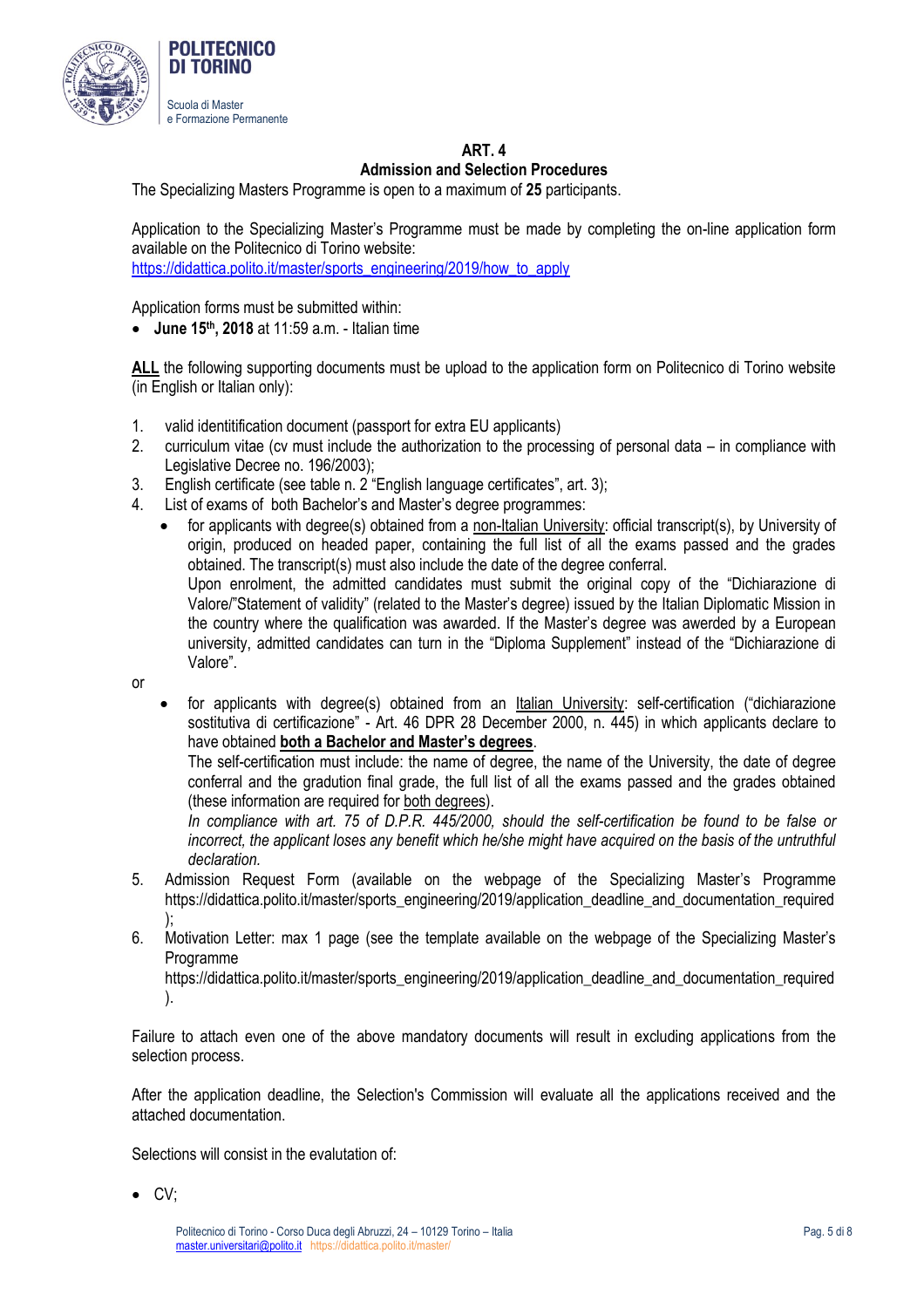## ART. 4
## Admission and Selection Procedures

The Specializing Masters Programme is open to a maximum of **25** participants.

Application to the Specializing Master's Programme must be made by completing the on-line application form available on the Politecnico di Torino website:
https://didattica.polito.it/master/sports_engineering/2019/how_to_apply

Application forms must be submitted within:

- **June 15th, 2018** at 11:59 a.m. - Italian time

**ALL** the following supporting documents must be upload to the application form on Politecnico di Torino website (in English or Italian only):

1. valid identitification document (passport for extra EU applicants)
2. curriculum vitae (cv must include the authorization to the processing of personal data – in compliance with Legislative Decree no. 196/2003);
3. English certificate (see table n. 2 "English language certificates", art. 3);
4. List of exams of both Bachelor's and Master's degree programmes:
   - for applicants with degree(s) obtained from a non-Italian University: official transcript(s), by University of origin, produced on headed paper, containing the full list of all the exams passed and the grades obtained. The transcript(s) must also include the date of the degree conferral.
     Upon enrolment, the admitted candidates must submit the original copy of the "Dichiarazione di Valore/"Statement of validity" (related to the Master's degree) issued by the Italian Diplomatic Mission in the country where the qualification was awarded. If the Master's degree was awerded by a European university, admitted candidates can turn in the "Diploma Supplement" instead of the "Dichiarazione di Valore".

   or

   - for applicants with degree(s) obtained from an Italian University: self-certification ("dichiarazione sostitutiva di certificazione" - Art. 46 DPR 28 December 2000, n. 445) in which applicants declare to have obtained **both a Bachelor and Master's degrees**.
     The self-certification must include: the name of degree, the name of the University, the date of degree conferral and the gradution final grade, the full list of all the exams passed and the grades obtained (these information are required for both degrees).
     *In compliance with art. 75 of D.P.R. 445/2000, should the self-certification be found to be false or incorrect, the applicant loses any benefit which he/she might have acquired on the basis of the untruthful declaration.*
5. Admission Request Form (available on the webpage of the Specializing Master's Programme https://didattica.polito.it/master/sports_engineering/2019/application_deadline_and_documentation_required );
6. Motivation Letter: max 1 page (see the template available on the webpage of the Specializing Master's Programme https://didattica.polito.it/master/sports_engineering/2019/application_deadline_and_documentation_required ).

Failure to attach even one of the above mandatory documents will result in excluding applications from the selection process.

After the application deadline, the Selection's Commission will evaluate all the applications received and the attached documentation.

Selections will consist in the evalutation of:

- CV;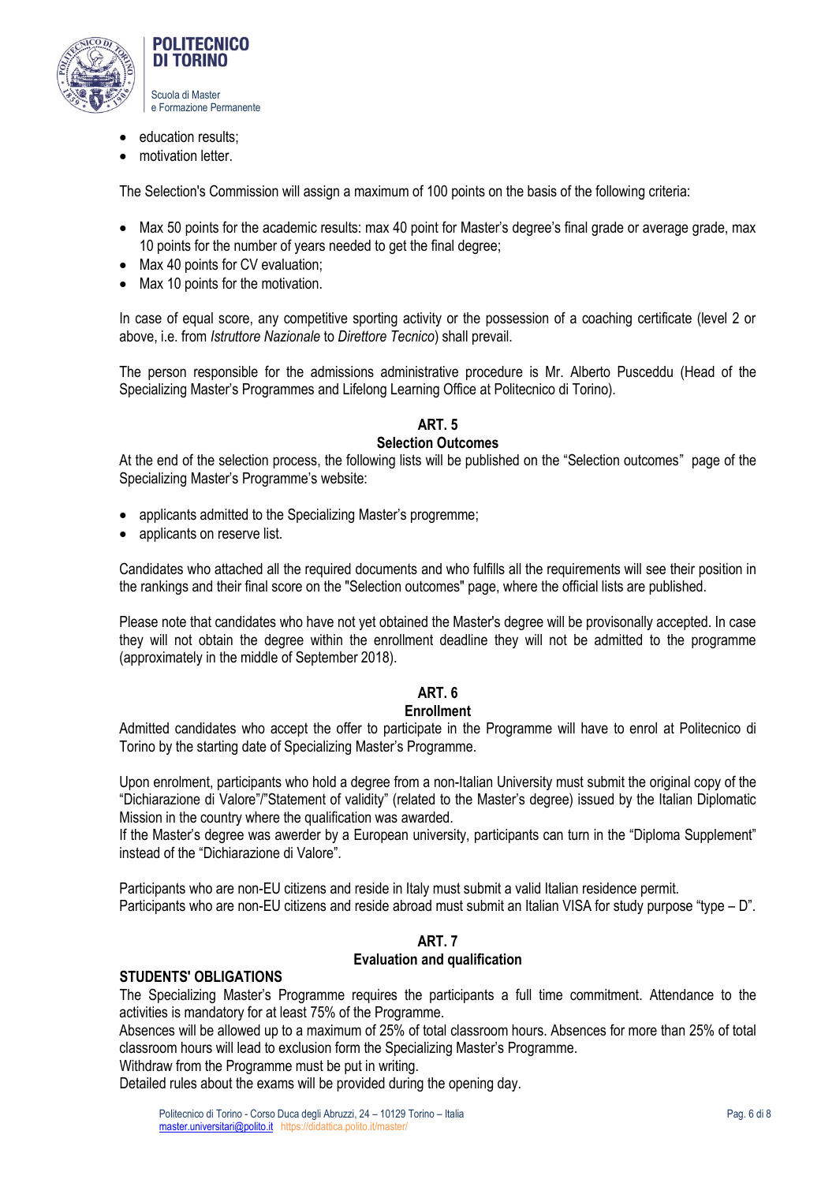- education results;
- motivation letter.

The Selection's Commission will assign a maximum of 100 points on the basis of the following criteria:

- Max 50 points for the academic results: max 40 point for Master's degree's final grade or average grade, max 10 points for the number of years needed to get the final degree;
- Max 40 points for CV evaluation;
- Max 10 points for the motivation.

In case of equal score, any competitive sporting activity or the possession of a coaching certificate (level 2 or above, i.e. from *Istruttore Nazionale* to *Direttore Tecnico*) shall prevail.

The person responsible for the admissions administrative procedure is Mr. Alberto Pusceddu (Head of the Specializing Master's Programmes and Lifelong Learning Office at Politecnico di Torino).

## ART. 5
### Selection Outcomes

At the end of the selection process, the following lists will be published on the "Selection outcomes" page of the Specializing Master's Programme's website:

- applicants admitted to the Specializing Master's progremme;
- applicants on reserve list.

Candidates who attached all the required documents and who fulfills all the requirements will see their position in the rankings and their final score on the "Selection outcomes" page, where the official lists are published.

Please note that candidates who have not yet obtained the Master's degree will be provisonally accepted. In case they will not obtain the degree within the enrollment deadline they will not be admitted to the programme (approximately in the middle of September 2018).

## ART. 6
### Enrollment

Admitted candidates who accept the offer to participate in the Programme will have to enrol at Politecnico di Torino by the starting date of Specializing Master's Programme.

Upon enrolment, participants who hold a degree from a non-Italian University must submit the original copy of the "Dichiarazione di Valore"/"Statement of validity" (related to the Master's degree) issued by the Italian Diplomatic Mission in the country where the qualification was awarded.
If the Master's degree was awerder by a European university, participants can turn in the "Diploma Supplement" instead of the "Dichiarazione di Valore".

Participants who are non-EU citizens and reside in Italy must submit a valid Italian residence permit.
Participants who are non-EU citizens and reside abroad must submit an Italian VISA for study purpose "type – D".

## ART. 7
### Evaluation and qualification

**STUDENTS' OBLIGATIONS**

The Specializing Master's Programme requires the participants a full time commitment. Attendance to the activities is mandatory for at least 75% of the Programme.
Absences will be allowed up to a maximum of 25% of total classroom hours. Absences for more than 25% of total classroom hours will lead to exclusion form the Specializing Master's Programme.
Withdraw from the Programme must be put in writing.
Detailed rules about the exams will be provided during the opening day.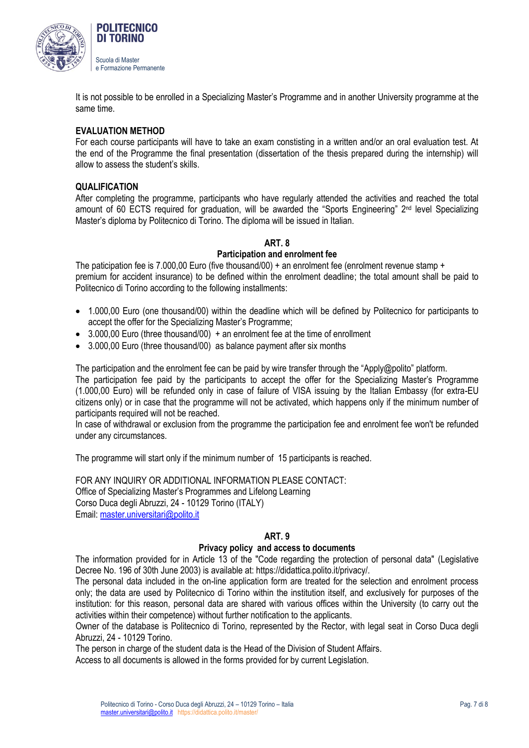It is not possible to be enrolled in a Specializing Master's Programme and in another University programme at the same time.

**EVALUATION METHOD**

For each course participants will have to take an exam constisting in a written and/or an oral evaluation test. At the end of the Programme the final presentation (dissertation of the thesis prepared during the internship) will allow to assess the student's skills.

**QUALIFICATION**

After completing the programme, participants who have regularly attended the activities and reached the total amount of 60 ECTS required for graduation, will be awarded the "Sports Engineering" 2nd level Specializing Master's diploma by Politecnico di Torino. The diploma will be issued in Italian.

## ART. 8

### Participation and enrolment fee

The paticipation fee is 7.000,00 Euro (five thousand/00) + an enrolment fee (enrolment revenue stamp + premium for accident insurance) to be defined within the enrolment deadline; the total amount shall be paid to Politecnico di Torino according to the following installments:

- 1.000,00 Euro (one thousand/00) within the deadline which will be defined by Politecnico for participants to accept the offer for the Specializing Master's Programme;
- 3.000,00 Euro (three thousand/00) + an enrolment fee at the time of enrollment
- 3.000,00 Euro (three thousand/00) as balance payment after six months

The participation and the enrolment fee can be paid by wire transfer through the "Apply@polito" platform.

The participation fee paid by the participants to accept the offer for the Specializing Master's Programme (1.000,00 Euro) will be refunded only in case of failure of VISA issuing by the Italian Embassy (for extra-EU citizens only) or in case that the programme will not be activated, which happens only if the minimum number of participants required will not be reached.

In case of withdrawal or exclusion from the programme the participation fee and enrolment fee won't be refunded under any circumstances.

The programme will start only if the minimum number of 15 participants is reached.

FOR ANY INQUIRY OR ADDITIONAL INFORMATION PLEASE CONTACT:
Office of Specializing Master's Programmes and Lifelong Learning
Corso Duca degli Abruzzi, 24 - 10129 Torino (ITALY)
Email: master.universitari@polito.it

## ART. 9

### Privacy policy and access to documents

The information provided for in Article 13 of the "Code regarding the protection of personal data" (Legislative Decree No. 196 of 30th June 2003) is available at: https://didattica.polito.it/privacy/.

The personal data included in the on-line application form are treated for the selection and enrolment process only; the data are used by Politecnico di Torino within the institution itself, and exclusively for purposes of the institution: for this reason, personal data are shared with various offices within the University (to carry out the activities within their competence) without further notification to the applicants.

Owner of the database is Politecnico di Torino, represented by the Rector, with legal seat in Corso Duca degli Abruzzi, 24 - 10129 Torino.

The person in charge of the student data is the Head of the Division of Student Affairs.

Access to all documents is allowed in the forms provided for by current Legislation.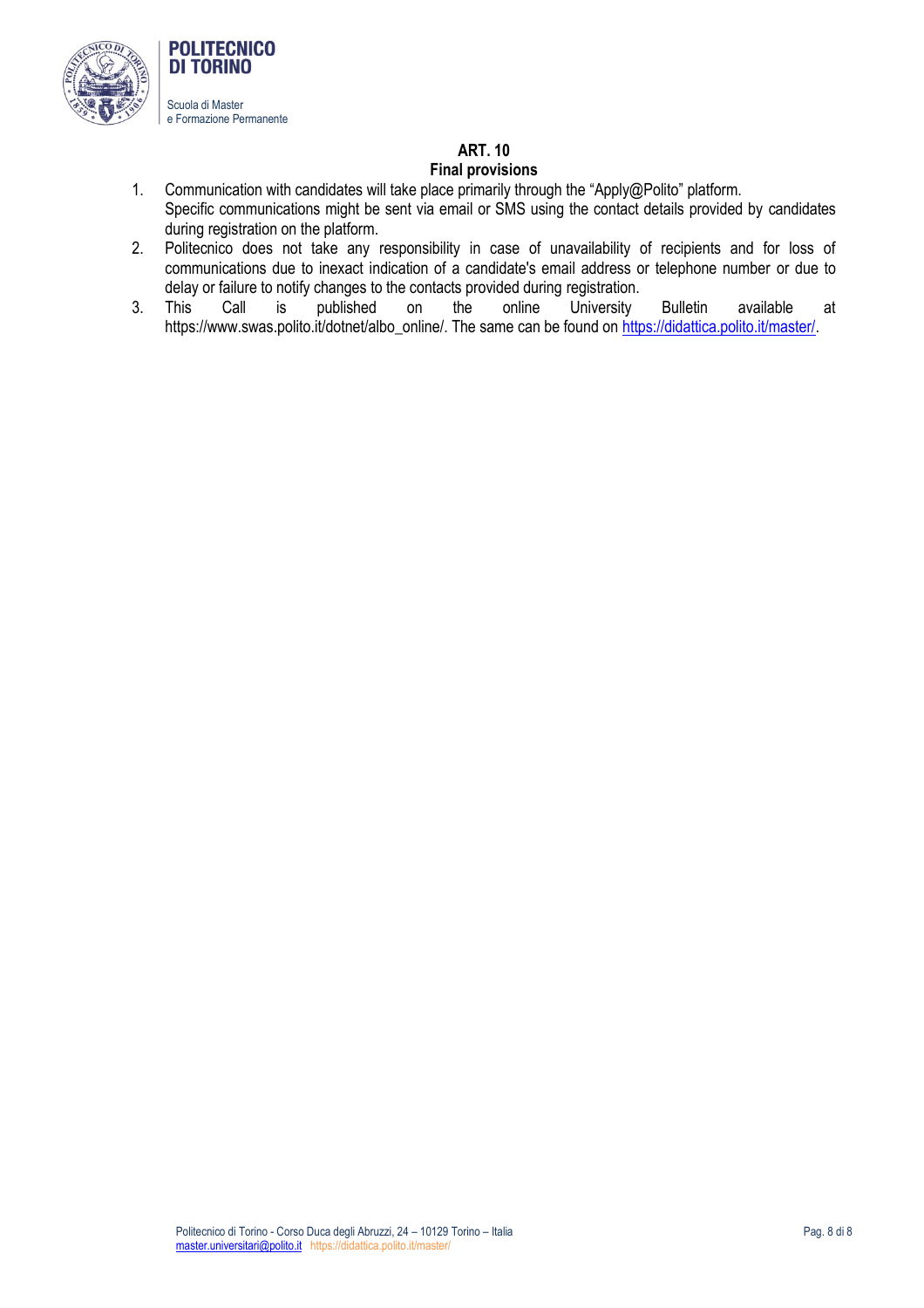## ART. 10
### Final provisions

1. Communication with candidates will take place primarily through the "Apply@Polito" platform.
   Specific communications might be sent via email or SMS using the contact details provided by candidates during registration on the platform.
2. Politecnico does not take any responsibility in case of unavailability of recipients and for loss of communications due to inexact indication of a candidate's email address or telephone number or due to delay or failure to notify changes to the contacts provided during registration.
3. This Call is published on the online University Bulletin available at https://www.swas.polito.it/dotnet/albo_online/. The same can be found on https://didattica.polito.it/master/.